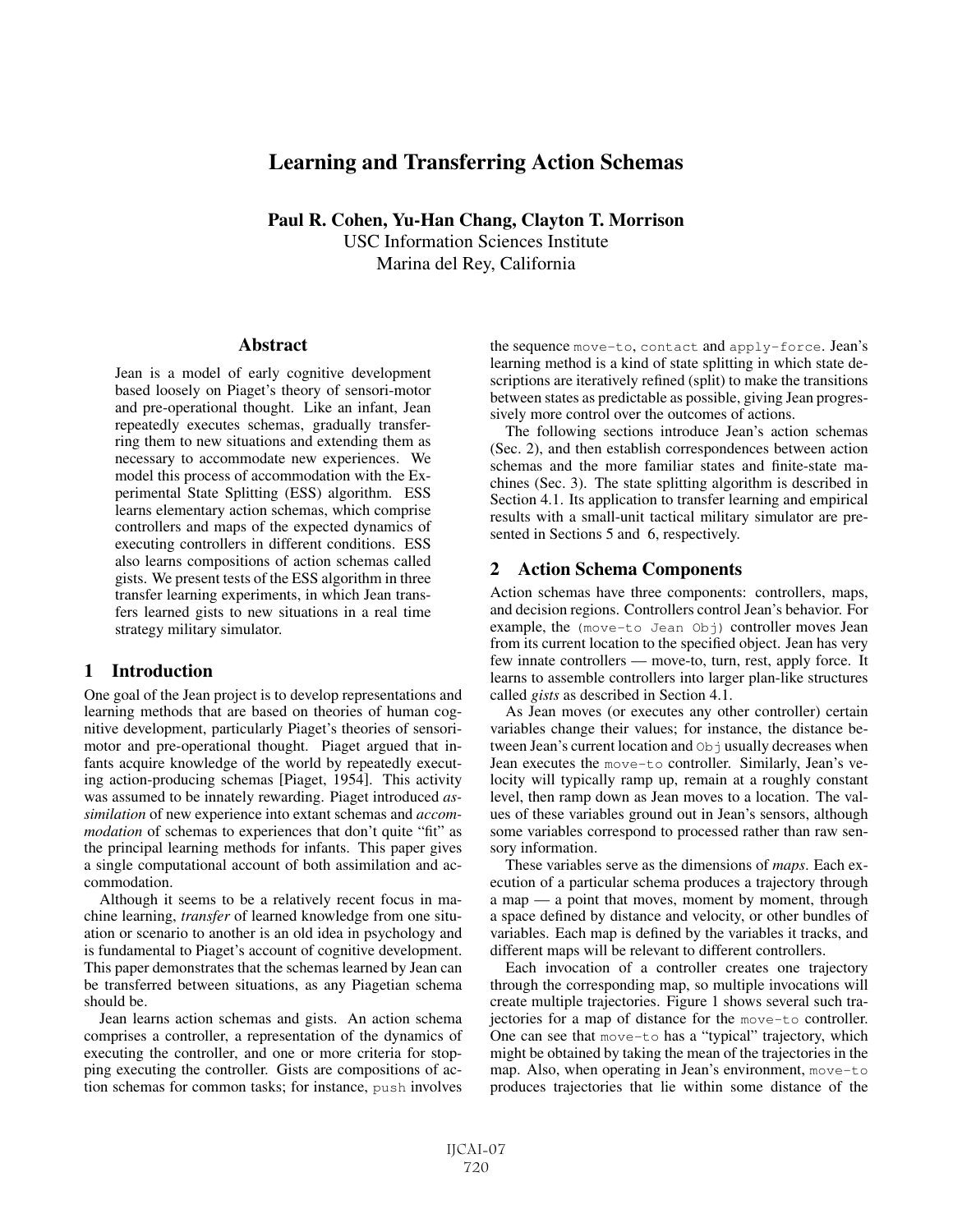# Learning and Transferring Action Schemas

**Paul R. Cohen, Yu-Han Chang, Clayton T. Morrison**
USC Information Sciences Institute
Marina del Rey, California

## Abstract

Jean is a model of early cognitive development based loosely on Piaget's theory of sensori-motor and pre-operational thought. Like an infant, Jean repeatedly executes schemas, gradually transferring them to new situations and extending them as necessary to accommodate new experiences. We model this process of accommodation with the Experimental State Splitting (ESS) algorithm. ESS learns elementary action schemas, which comprise controllers and maps of the expected dynamics of executing controllers in different conditions. ESS also learns compositions of action schemas called gists. We present tests of the ESS algorithm in three transfer learning experiments, in which Jean transfers learned gists to new situations in a real time strategy military simulator.

## 1 Introduction

One goal of the Jean project is to develop representations and learning methods that are based on theories of human cognitive development, particularly Piaget's theories of sensori-motor and pre-operational thought. Piaget argued that infants acquire knowledge of the world by repeatedly executing action-producing schemas [Piaget, 1954]. This activity was assumed to be innately rewarding. Piaget introduced *assimilation* of new experience into extant schemas and *accommodation* of schemas to experiences that don't quite "fit" as the principal learning methods for infants. This paper gives a single computational account of both assimilation and accommodation.

Although it seems to be a relatively recent focus in machine learning, *transfer* of learned knowledge from one situation or scenario to another is an old idea in psychology and is fundamental to Piaget's account of cognitive development. This paper demonstrates that the schemas learned by Jean can be transferred between situations, as any Piagetian schema should be.

Jean learns action schemas and gists. An action schema comprises a controller, a representation of the dynamics of executing the controller, and one or more criteria for stopping executing the controller. Gists are compositions of action schemas for common tasks; for instance, `push` involves the sequence `move-to`, `contact` and `apply-force`. Jean's learning method is a kind of state splitting in which state descriptions are iteratively refined (split) to make the transitions between states as predictable as possible, giving Jean progressively more control over the outcomes of actions.

The following sections introduce Jean's action schemas (Sec. 2), and then establish correspondences between action schemas and the more familiar states and finite-state machines (Sec. 3). The state splitting algorithm is described in Section 4.1. Its application to transfer learning and empirical results with a small-unit tactical military simulator are presented in Sections 5 and 6, respectively.

## 2 Action Schema Components

Action schemas have three components: controllers, maps, and decision regions. Controllers control Jean's behavior. For example, the `(move-to Jean Obj)` controller moves Jean from its current location to the specified object. Jean has very few innate controllers — move-to, turn, rest, apply force. It learns to assemble controllers into larger plan-like structures called *gists* as described in Section 4.1.

As Jean moves (or executes any other controller) certain variables change their values; for instance, the distance between Jean's current location and `Obj` usually decreases when Jean executes the `move-to` controller. Similarly, Jean's velocity will typically ramp up, remain at a roughly constant level, then ramp down as Jean moves to a location. The values of these variables ground out in Jean's sensors, although some variables correspond to processed rather than raw sensory information.

These variables serve as the dimensions of *maps*. Each execution of a particular schema produces a trajectory through a map — a point that moves, moment by moment, through a space defined by distance and velocity, or other bundles of variables. Each map is defined by the variables it tracks, and different maps will be relevant to different controllers.

Each invocation of a controller creates one trajectory through the corresponding map, so multiple invocations will create multiple trajectories. Figure 1 shows several such trajectories for a map of distance for the `move-to` controller. One can see that `move-to` has a "typical" trajectory, which might be obtained by taking the mean of the trajectories in the map. Also, when operating in Jean's environment, `move-to` produces trajectories that lie within some distance of the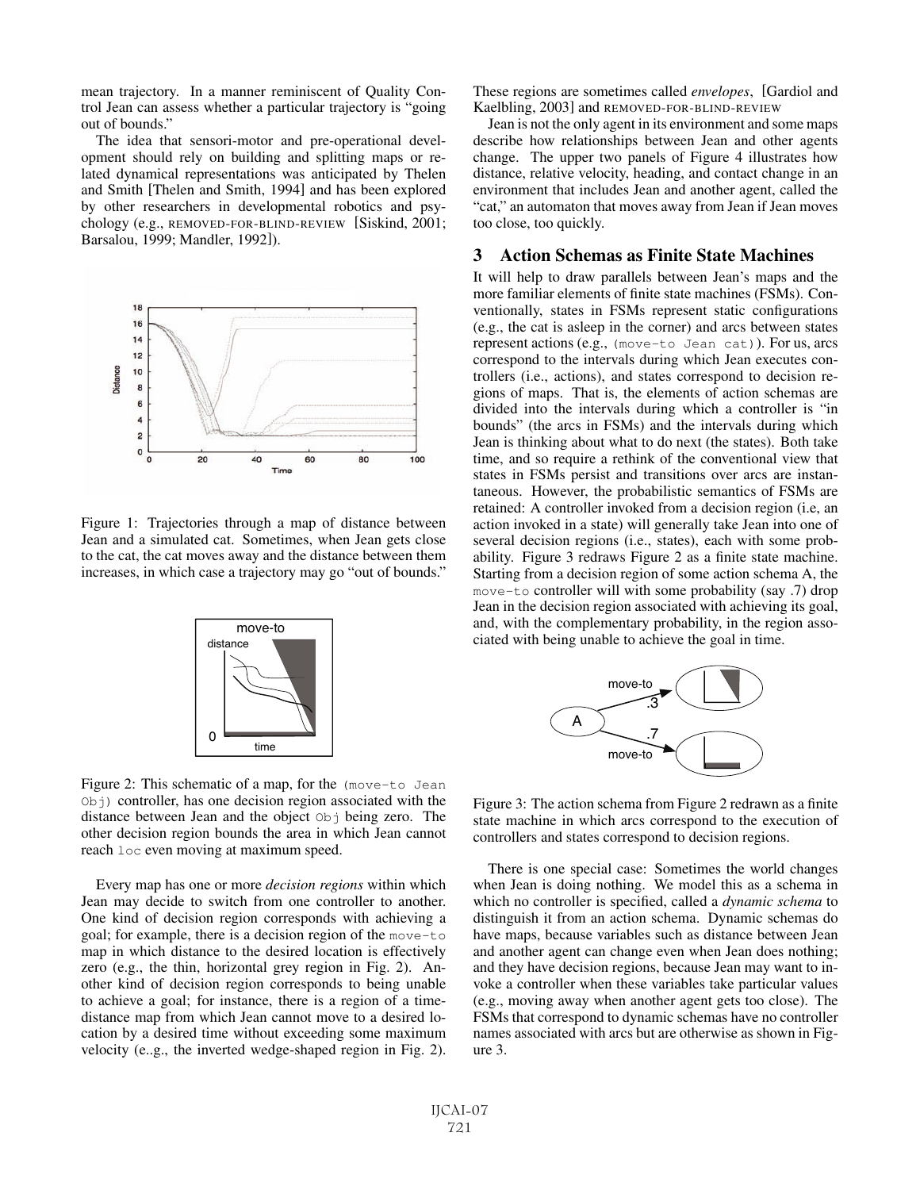mean trajectory. In a manner reminiscent of Quality Control Jean can assess whether a particular trajectory is "going out of bounds."

The idea that sensori-motor and pre-operational development should rely on building and splitting maps or related dynamical representations was anticipated by Thelen and Smith [Thelen and Smith, 1994] and has been explored by other researchers in developmental robotics and psychology (e.g., REMOVED-FOR-BLIND-REVIEW [Siskind, 2001; Barsalou, 1999; Mandler, 1992]).

Figure 1: Trajectories through a map of distance between Jean and a simulated cat. Sometimes, when Jean gets close to the cat, the cat moves away and the distance between them increases, in which case a trajectory may go "out of bounds."

Figure 2: This schematic of a map, for the `(move-to Jean Obj)` controller, has one decision region associated with the distance between Jean and the object `Obj` being zero. The other decision region bounds the area in which Jean cannot reach `loc` even moving at maximum speed.

Every map has one or more *decision regions* within which Jean may decide to switch from one controller to another. One kind of decision region corresponds with achieving a goal; for example, there is a decision region of the `move-to` map in which distance to the desired location is effectively zero (e.g., the thin, horizontal grey region in Fig. 2). Another kind of decision region corresponds to being unable to achieve a goal; for instance, there is a region of a time-distance map from which Jean cannot move to a desired location by a desired time without exceeding some maximum velocity (e..g., the inverted wedge-shaped region in Fig. 2). These regions are sometimes called *envelopes*, [Gardiol and Kaelbling, 2003] and REMOVED-FOR-BLIND-REVIEW

Jean is not the only agent in its environment and some maps describe how relationships between Jean and other agents change. The upper two panels of Figure 4 illustrates how distance, relative velocity, heading, and contact change in an environment that includes Jean and another agent, called the "cat," an automaton that moves away from Jean if Jean moves too close, too quickly.

## 3 Action Schemas as Finite State Machines

It will help to draw parallels between Jean's maps and the more familiar elements of finite state machines (FSMs). Conventionally, states in FSMs represent static configurations (e.g., the cat is asleep in the corner) and arcs between states represent actions (e.g., `(move-to Jean cat)`). For us, arcs correspond to the intervals during which Jean executes controllers (i.e., actions), and states correspond to decision regions of maps. That is, the elements of action schemas are divided into the intervals during which a controller is "in bounds" (the arcs in FSMs) and the intervals during which Jean is thinking about what to do next (the states). Both take time, and so require a rethink of the conventional view that states in FSMs persist and transitions over arcs are instantaneous. However, the probabilistic semantics of FSMs are retained: A controller invoked from a decision region (i.e, an action invoked in a state) will generally take Jean into one of several decision regions (i.e., states), each with some probability. Figure 3 redraws Figure 2 as a finite state machine. Starting from a decision region of some action schema A, the `move-to` controller will with some probability (say .7) drop Jean in the decision region associated with achieving its goal, and, with the complementary probability, in the region associated with being unable to achieve the goal in time.

Figure 3: The action schema from Figure 2 redrawn as a finite state machine in which arcs correspond to the execution of controllers and states correspond to decision regions.

There is one special case: Sometimes the world changes when Jean is doing nothing. We model this as a schema in which no controller is specified, called a *dynamic schema* to distinguish it from an action schema. Dynamic schemas do have maps, because variables such as distance between Jean and another agent can change even when Jean does nothing; and they have decision regions, because Jean may want to invoke a controller when these variables take particular values (e.g., moving away when another agent gets too close). The FSMs that correspond to dynamic schemas have no controller names associated with arcs but are otherwise as shown in Figure 3.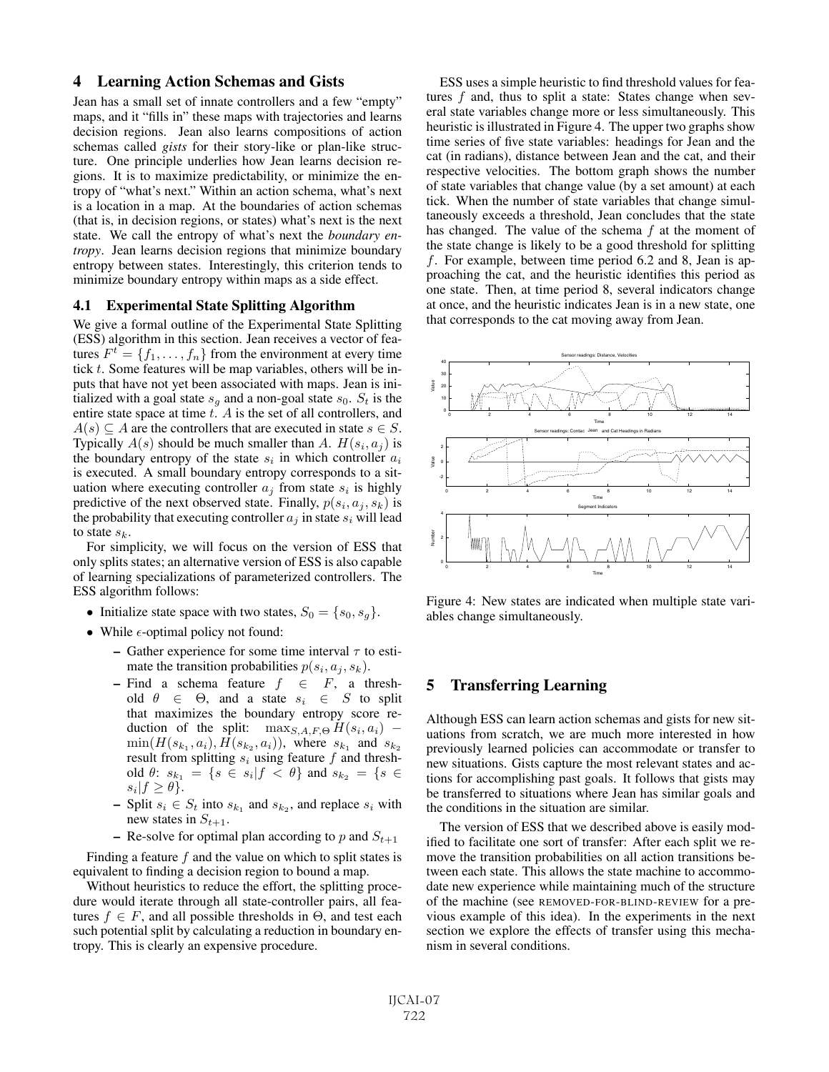## 4 Learning Action Schemas and Gists

Jean has a small set of innate controllers and a few "empty" maps, and it "fills in" these maps with trajectories and learns decision regions. Jean also learns compositions of action schemas called *gists* for their story-like or plan-like structure. One principle underlies how Jean learns decision regions. It is to maximize predictability, or minimize the entropy of "what's next." Within an action schema, what's next is a location in a map. At the boundaries of action schemas (that is, in decision regions, or states) what's next is the next state. We call the entropy of what's next the *boundary entropy*. Jean learns decision regions that minimize boundary entropy between states. Interestingly, this criterion tends to minimize boundary entropy within maps as a side effect.

### 4.1 Experimental State Splitting Algorithm

We give a formal outline of the Experimental State Splitting (ESS) algorithm in this section. Jean receives a vector of features $F^t = \{f_1, \ldots, f_n\}$ from the environment at every time tick $t$. Some features will be map variables, others will be inputs that have not yet been associated with maps. Jean is initialized with a goal state $s_g$ and a non-goal state $s_0$. $S_t$ is the entire state space at time $t$. $A$ is the set of all controllers, and $A(s) \subseteq A$ are the controllers that are executed in state $s \in S$. Typically $A(s)$ should be much smaller than $A$. $H(s_i, a_j)$ is the boundary entropy of the state $s_i$ in which controller $a_i$ is executed. A small boundary entropy corresponds to a situation where executing controller $a_j$ from state $s_i$ is highly predictive of the next observed state. Finally, $p(s_i, a_j, s_k)$ is the probability that executing controller $a_j$ in state $s_i$ will lead to state $s_k$.

For simplicity, we will focus on the version of ESS that only splits states; an alternative version of ESS is also capable of learning specializations of parameterized controllers. The ESS algorithm follows:

- Initialize state space with two states, $S_0 = \{s_0, s_g\}$.
- While $\epsilon$-optimal policy not found:
  - Gather experience for some time interval $\tau$ to estimate the transition probabilities $p(s_i, a_j, s_k)$.
  - Find a schema feature $f \in F$, a threshold $\theta \in \Theta$, and a state $s_i \in S$ to split that maximizes the boundary entropy score reduction of the split: $\max_{S,A,F,\Theta} H(s_i, a_i) - \min(H(s_{k_1}, a_i), H(s_{k_2}, a_i))$, where $s_{k_1}$ and $s_{k_2}$ result from splitting $s_i$ using feature $f$ and threshold $\theta$: $s_{k_1} = \{s \in s_i | f < \theta\}$ and $s_{k_2} = \{s \in s_i | f \geq \theta\}$.
  - Split $s_i \in S_t$ into $s_{k_1}$ and $s_{k_2}$, and replace $s_i$ with new states in $S_{t+1}$.
  - Re-solve for optimal plan according to $p$ and $S_{t+1}$

Finding a feature $f$ and the value on which to split states is equivalent to finding a decision region to bound a map.

Without heuristics to reduce the effort, the splitting procedure would iterate through all state-controller pairs, all features $f \in F$, and all possible thresholds in $\Theta$, and test each such potential split by calculating a reduction in boundary entropy. This is clearly an expensive procedure.

ESS uses a simple heuristic to find threshold values for features $f$ and, thus to split a state: States change when several state variables change more or less simultaneously. This heuristic is illustrated in Figure 4. The upper two graphs show time series of five state variables: headings for Jean and the cat (in radians), distance between Jean and the cat, and their respective velocities. The bottom graph shows the number of state variables that change value (by a set amount) at each tick. When the number of state variables that change simultaneously exceeds a threshold, Jean concludes that the state has changed. The value of the schema $f$ at the moment of the state change is likely to be a good threshold for splitting $f$. For example, between time period 6.2 and 8, Jean is approaching the cat, and the heuristic identifies this period as one state. Then, at time period 8, several indicators change at once, and the heuristic indicates Jean is in a new state, one that corresponds to the cat moving away from Jean.

Figure 4: New states are indicated when multiple state variables change simultaneously.

## 5 Transferring Learning

Although ESS can learn action schemas and gists for new situations from scratch, we are much more interested in how previously learned policies can accommodate or transfer to new situations. Gists capture the most relevant states and actions for accomplishing past goals. It follows that gists may be transferred to situations where Jean has similar goals and the conditions in the situation are similar.

The version of ESS that we described above is easily modified to facilitate one sort of transfer: After each split we remove the transition probabilities on all action transitions between each state. This allows the state machine to accommodate new experience while maintaining much of the structure of the machine (see REMOVED-FOR-BLIND-REVIEW for a previous example of this idea). In the experiments in the next section we explore the effects of transfer using this mechanism in several conditions.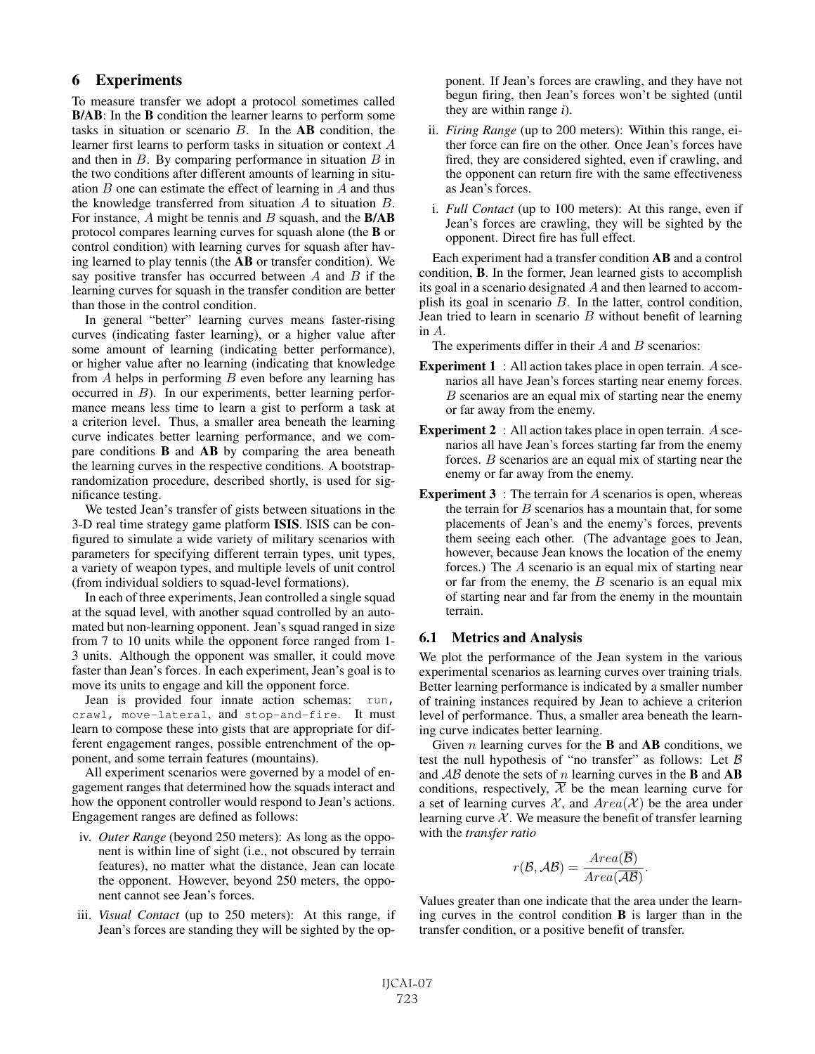## 6 Experiments

To measure transfer we adopt a protocol sometimes called **B/AB**: In the **B** condition the learner learns to perform some tasks in situation or scenario $B$. In the **AB** condition, the learner first learns to perform tasks in situation or context $A$ and then in $B$. By comparing performance in situation $B$ in the two conditions after different amounts of learning in situation $B$ one can estimate the effect of learning in $A$ and thus the knowledge transferred from situation $A$ to situation $B$. For instance, $A$ might be tennis and $B$ squash, and the **B/AB** protocol compares learning curves for squash alone (the **B** or control condition) with learning curves for squash after having learned to play tennis (the **AB** or transfer condition). We say positive transfer has occurred between $A$ and $B$ if the learning curves for squash in the transfer condition are better than those in the control condition.

In general "better" learning curves means faster-rising curves (indicating faster learning), or a higher value after some amount of learning (indicating better performance), or higher value after no learning (indicating that knowledge from $A$ helps in performing $B$ even before any learning has occurred in $B$). In our experiments, better learning performance means less time to learn a gist to perform a task at a criterion level. Thus, a smaller area beneath the learning curve indicates better learning performance, and we compare conditions **B** and **AB** by comparing the area beneath the learning curves in the respective conditions. A bootstrap-randomization procedure, described shortly, is used for significance testing.

We tested Jean's transfer of gists between situations in the 3-D real time strategy game platform **ISIS**. ISIS can be configured to simulate a wide variety of military scenarios with parameters for specifying different terrain types, unit types, a variety of weapon types, and multiple levels of unit control (from individual soldiers to squad-level formations).

In each of three experiments, Jean controlled a single squad at the squad level, with another squad controlled by an automated but non-learning opponent. Jean's squad ranged in size from 7 to 10 units while the opponent force ranged from 1-3 units. Although the opponent was smaller, it could move faster than Jean's forces. In each experiment, Jean's goal is to move its units to engage and kill the opponent force.

Jean is provided four innate action schemas: `run`, `crawl`, `move-lateral`, and `stop-and-fire`. It must learn to compose these into gists that are appropriate for different engagement ranges, possible entrenchment of the opponent, and some terrain features (mountains).

All experiment scenarios were governed by a model of engagement ranges that determined how the squads interact and how the opponent controller would respond to Jean's actions. Engagement ranges are defined as follows:

- iv. *Outer Range* (beyond 250 meters): As long as the opponent is within line of sight (i.e., not obscured by terrain features), no matter what the distance, Jean can locate the opponent. However, beyond 250 meters, the opponent cannot see Jean's forces.
- iii. *Visual Contact* (up to 250 meters): At this range, if Jean's forces are standing they will be sighted by the opponent. If Jean's forces are crawling, and they have not begun firing, then Jean's forces won't be sighted (until they are within range *i*).
- ii. *Firing Range* (up to 200 meters): Within this range, either force can fire on the other. Once Jean's forces have fired, they are considered sighted, even if crawling, and the opponent can return fire with the same effectiveness as Jean's forces.
- i. *Full Contact* (up to 100 meters): At this range, even if Jean's forces are crawling, they will be sighted by the opponent. Direct fire has full effect.

Each experiment had a transfer condition **AB** and a control condition, **B**. In the former, Jean learned gists to accomplish its goal in a scenario designated $A$ and then learned to accomplish its goal in scenario $B$. In the latter, control condition, Jean tried to learn in scenario $B$ without benefit of learning in $A$.

The experiments differ in their $A$ and $B$ scenarios:

**Experiment 1** : All action takes place in open terrain. $A$ scenarios all have Jean's forces starting near enemy forces. $B$ scenarios are an equal mix of starting near the enemy or far away from the enemy.

**Experiment 2** : All action takes place in open terrain. $A$ scenarios all have Jean's forces starting far from the enemy forces. $B$ scenarios are an equal mix of starting near the enemy or far away from the enemy.

**Experiment 3** : The terrain for $A$ scenarios is open, whereas the terrain for $B$ scenarios has a mountain that, for some placements of Jean's and the enemy's forces, prevents them seeing each other. (The advantage goes to Jean, however, because Jean knows the location of the enemy forces.) The $A$ scenario is an equal mix of starting near or far from the enemy, the $B$ scenario is an equal mix of starting near and far from the enemy in the mountain terrain.

### 6.1 Metrics and Analysis

We plot the performance of the Jean system in the various experimental scenarios as learning curves over training trials. Better learning performance is indicated by a smaller number of training instances required by Jean to achieve a criterion level of performance. Thus, a smaller area beneath the learning curve indicates better learning.

Given $n$ learning curves for the **B** and **AB** conditions, we test the null hypothesis of "no transfer" as follows: Let $\mathcal{B}$ and $\mathcal{AB}$ denote the sets of $n$ learning curves in the **B** and **AB** conditions, respectively, $\overline{\mathcal{X}}$ be the mean learning curve for a set of learning curves $\mathcal{X}$, and $Area(\mathcal{X})$ be the area under learning curve $\mathcal{X}$. We measure the benefit of transfer learning with the *transfer ratio*

$$r(\mathcal{B}, \mathcal{AB}) = \frac{Area(\overline{\mathcal{B}})}{Area(\overline{\mathcal{AB}})}.$$

Values greater than one indicate that the area under the learning curves in the control condition **B** is larger than in the transfer condition, or a positive benefit of transfer.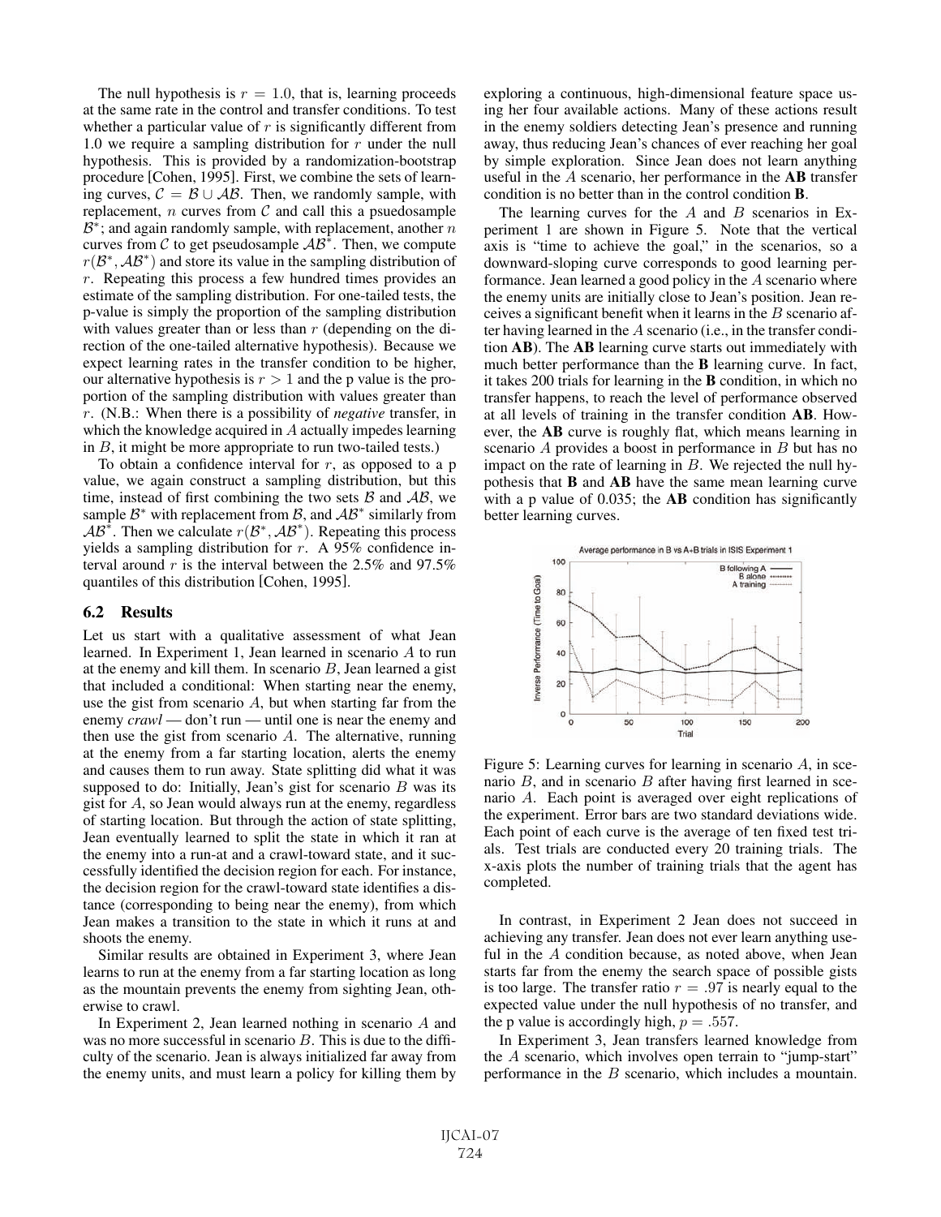The null hypothesis is $r = 1.0$, that is, learning proceeds at the same rate in the control and transfer conditions. To test whether a particular value of $r$ is significantly different from 1.0 we require a sampling distribution for $r$ under the null hypothesis. This is provided by a randomization-bootstrap procedure [Cohen, 1995]. First, we combine the sets of learning curves, $\mathcal{C} = \mathcal{B} \cup \mathcal{AB}$. Then, we randomly sample, with replacement, $n$ curves from $\mathcal{C}$ and call this a psuedosample $\mathcal{B}^*$; and again randomly sample, with replacement, another $n$ curves from $\mathcal{C}$ to get pseudosample $\mathcal{AB}^*$. Then, we compute $r(\mathcal{B}^*, \mathcal{AB}^*)$ and store its value in the sampling distribution of $r$. Repeating this process a few hundred times provides an estimate of the sampling distribution. For one-tailed tests, the p-value is simply the proportion of the sampling distribution with values greater than or less than $r$ (depending on the direction of the one-tailed alternative hypothesis). Because we expect learning rates in the transfer condition to be higher, our alternative hypothesis is $r > 1$ and the p value is the proportion of the sampling distribution with values greater than $r$. (N.B.: When there is a possibility of *negative* transfer, in which the knowledge acquired in $A$ actually impedes learning in $B$, it might be more appropriate to run two-tailed tests.)

To obtain a confidence interval for $r$, as opposed to a p value, we again construct a sampling distribution, but this time, instead of first combining the two sets $\mathcal{B}$ and $\mathcal{AB}$, we sample $\mathcal{B}^*$ with replacement from $\mathcal{B}$, and $\mathcal{AB}^*$ similarly from $\mathcal{AB}^*$. Then we calculate $r(\mathcal{B}^*, \mathcal{AB}^*)$. Repeating this process yields a sampling distribution for $r$. A 95% confidence interval around $r$ is the interval between the 2.5% and 97.5% quantiles of this distribution [Cohen, 1995].

## 6.2 Results

Let us start with a qualitative assessment of what Jean learned. In Experiment 1, Jean learned in scenario $A$ to run at the enemy and kill them. In scenario $B$, Jean learned a gist that included a conditional: When starting near the enemy, use the gist from scenario $A$, but when starting far from the enemy *crawl* — don't run — until one is near the enemy and then use the gist from scenario $A$. The alternative, running at the enemy from a far starting location, alerts the enemy and causes them to run away. State splitting did what it was supposed to do: Initially, Jean's gist for scenario $B$ was its gist for $A$, so Jean would always run at the enemy, regardless of starting location. But through the action of state splitting, Jean eventually learned to split the state in which it ran at the enemy into a run-at and a crawl-toward state, and it successfully identified the decision region for each. For instance, the decision region for the crawl-toward state identifies a distance (corresponding to being near the enemy), from which Jean makes a transition to the state in which it runs at and shoots the enemy.

Similar results are obtained in Experiment 3, where Jean learns to run at the enemy from a far starting location as long as the mountain prevents the enemy from sighting Jean, otherwise to crawl.

In Experiment 2, Jean learned nothing in scenario $A$ and was no more successful in scenario $B$. This is due to the difficulty of the scenario. Jean is always initialized far away from the enemy units, and must learn a policy for killing them by exploring a continuous, high-dimensional feature space using her four available actions. Many of these actions result in the enemy soldiers detecting Jean's presence and running away, thus reducing Jean's chances of ever reaching her goal by simple exploration. Since Jean does not learn anything useful in the $A$ scenario, her performance in the **AB** transfer condition is no better than in the control condition **B**.

The learning curves for the $A$ and $B$ scenarios in Experiment 1 are shown in Figure 5. Note that the vertical axis is "time to achieve the goal," in the scenarios, so a downward-sloping curve corresponds to good learning performance. Jean learned a good policy in the $A$ scenario where the enemy units are initially close to Jean's position. Jean receives a significant benefit when it learns in the $B$ scenario after having learned in the $A$ scenario (i.e., in the transfer condition **AB**). The **AB** learning curve starts out immediately with much better performance than the **B** learning curve. In fact, it takes 200 trials for learning in the **B** condition, in which no transfer happens, to reach the level of performance observed at all levels of training in the transfer condition **AB**. However, the **AB** curve is roughly flat, which means learning in scenario $A$ provides a boost in performance in $B$ but has no impact on the rate of learning in $B$. We rejected the null hypothesis that **B** and **AB** have the same mean learning curve with a p value of 0.035; the **AB** condition has significantly better learning curves.

Figure 5: Learning curves for learning in scenario $A$, in scenario $B$, and in scenario $B$ after having first learned in scenario $A$. Each point is averaged over eight replications of the experiment. Error bars are two standard deviations wide. Each point of each curve is the average of ten fixed test trials. Test trials are conducted every 20 training trials. The x-axis plots the number of training trials that the agent has completed.

In contrast, in Experiment 2 Jean does not succeed in achieving any transfer. Jean does not ever learn anything useful in the $A$ condition because, as noted above, when Jean starts far from the enemy the search space of possible gists is too large. The transfer ratio $r = .97$ is nearly equal to the expected value under the null hypothesis of no transfer, and the p value is accordingly high, $p = .557$.

In Experiment 3, Jean transfers learned knowledge from the $A$ scenario, which involves open terrain to "jump-start" performance in the $B$ scenario, which includes a mountain.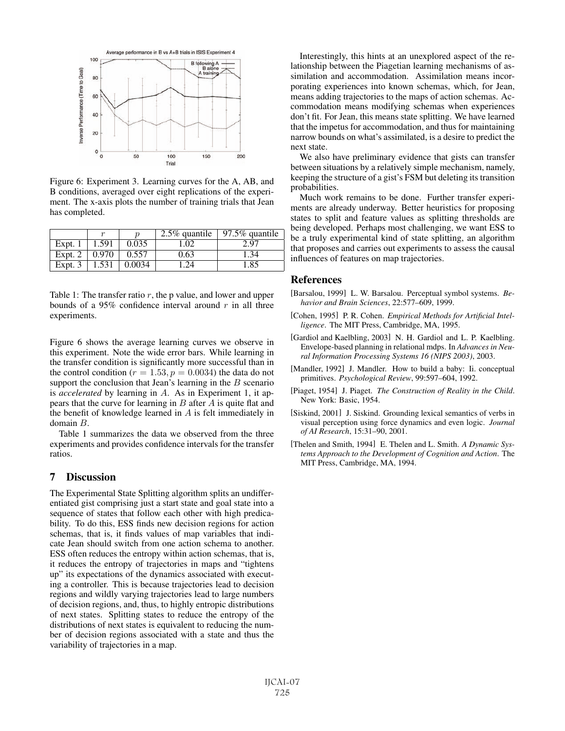Average performance in B vs A+B trials in ISIS Experiment 4

Inverse Performance (Time to Goal)

Trial

B following A
B alone
A training

0
20
40
60
80
100

0
50
100
150
200

Figure 6: Experiment 3. Learning curves for the A, AB, and B conditions, averaged over eight replications of the experiment. The x-axis plots the number of training trials that Jean has completed.

| | $r$ | $p$ | 2.5% quantile | 97.5% quantile |
|---|---|---|---|---|
| Expt. 1 | 1.591 | 0.035 | 1.02 | 2.97 |
| Expt. 2 | 0.970 | 0.557 | 0.63 | 1.34 |
| Expt. 3 | 1.531 | 0.0034 | 1.24 | 1.85 |

Table 1: The transfer ratio $r$, the p value, and lower and upper bounds of a 95% confidence interval around $r$ in all three experiments.

Figure 6 shows the average learning curves we observe in this experiment. Note the wide error bars. While learning in the transfer condition is significantly more successful than in the control condition ($r = 1.53, p = 0.0034$) the data do not support the conclusion that Jean's learning in the $B$ scenario is *accelerated* by learning in $A$. As in Experiment 1, it appears that the curve for learning in $B$ after $A$ is quite flat and the benefit of knowledge learned in $A$ is felt immediately in domain $B$.

Table 1 summarizes the data we observed from the three experiments and provides confidence intervals for the transfer ratios.

## 7 Discussion

The Experimental State Splitting algorithm splits an undifferentiated gist comprising just a start state and goal state into a sequence of states that follow each other with high predicability. To do this, ESS finds new decision regions for action schemas, that is, it finds values of map variables that indicate Jean should switch from one action schema to another. ESS often reduces the entropy within action schemas, that is, it reduces the entropy of trajectories in maps and "tightens up" its expectations of the dynamics associated with executing a controller. This is because trajectories lead to decision regions and wildly varying trajectories lead to large numbers of decision regions, and, thus, to highly entropic distributions of next states. Splitting states to reduce the entropy of the distributions of next states is equivalent to reducing the number of decision regions associated with a state and thus the variability of trajectories in a map.

Interestingly, this hints at an unexplored aspect of the relationship between the Piagetian learning mechanisms of assimilation and accommodation. Assimilation means incorporating experiences into known schemas, which, for Jean, means adding trajectories to the maps of action schemas. Accommodation means modifying schemas when experiences don't fit. For Jean, this means state splitting. We have learned that the impetus for accommodation, and thus for maintaining narrow bounds on what's assimilated, is a desire to predict the next state.

We also have preliminary evidence that gists can transfer between situations by a relatively simple mechanism, namely, keeping the structure of a gist's FSM but deleting its transition probabilities.

Much work remains to be done. Further transfer experiments are already underway. Better heuristics for proposing states to split and feature values as splitting thresholds are being developed. Perhaps most challenging, we want ESS to be a truly experimental kind of state splitting, an algorithm that proposes and carries out experiments to assess the causal influences of features on map trajectories.

## References

[Barsalou, 1999] L. W. Barsalou. Perceptual symbol systems. *Behavior and Brain Sciences*, 22:577–609, 1999.

[Cohen, 1995] P. R. Cohen. *Empirical Methods for Artificial Intelligence*. The MIT Press, Cambridge, MA, 1995.

[Gardiol and Kaelbling, 2003] N. H. Gardiol and L. P. Kaelbling. Envelope-based planning in relational mdps. In *Advances in Neural Information Processing Systems 16 (NIPS 2003)*, 2003.

[Mandler, 1992] J. Mandler. How to build a baby: Ii. conceptual primitives. *Psychological Review*, 99:597–604, 1992.

[Piaget, 1954] J. Piaget. *The Construction of Reality in the Child*. New York: Basic, 1954.

[Siskind, 2001] J. Siskind. Grounding lexical semantics of verbs in visual perception using force dynamics and even logic. *Journal of AI Research*, 15:31–90, 2001.

[Thelen and Smith, 1994] E. Thelen and L. Smith. *A Dynamic Systems Approach to the Development of Cognition and Action*. The MIT Press, Cambridge, MA, 1994.